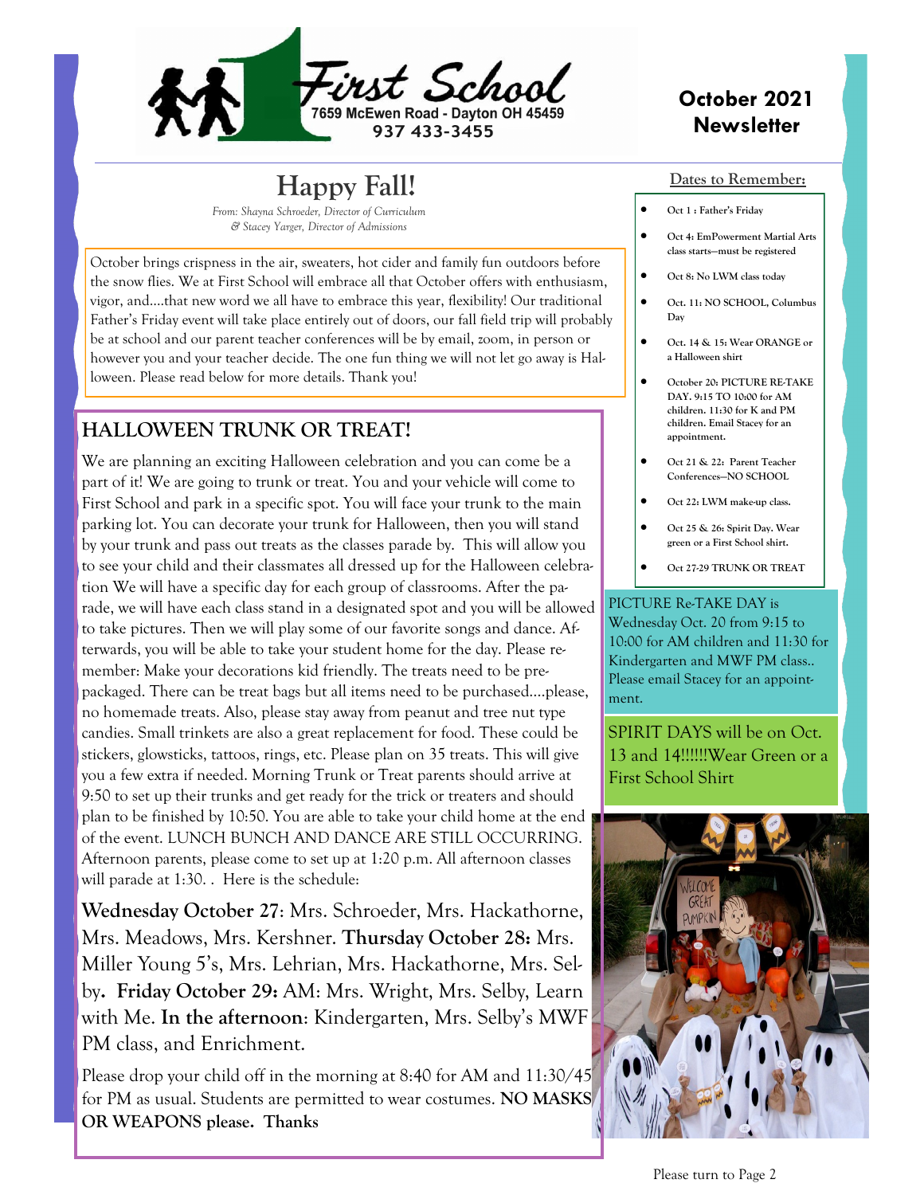First School
7659 McEwen Road - Dayton OH 45459
937 433-3455

## October 2021 Newsletter

# Happy Fall!

*From: Shayna Schroeder, Director of Curriculum*
*& Stacey Yarger, Director of Admissions*

October brings crispness in the air, sweaters, hot cider and family fun outdoors before the snow flies. We at First School will embrace all that October offers with enthusiasm, vigor, and….that new word we all have to embrace this year, flexibility! Our traditional Father's Friday event will take place entirely out of doors, our fall field trip will probably be at school and our parent teacher conferences will be by email, zoom, in person or however you and your teacher decide. The one fun thing we will not let go away is Halloween. Please read below for more details. Thank you!

## HALLOWEEN TRUNK OR TREAT!

We are planning an exciting Halloween celebration and you can come be a part of it! We are going to trunk or treat. You and your vehicle will come to First School and park in a specific spot. You will face your trunk to the main parking lot. You can decorate your trunk for Halloween, then you will stand by your trunk and pass out treats as the classes parade by. This will allow you to see your child and their classmates all dressed up for the Halloween celebration We will have a specific day for each group of classrooms. After the parade, we will have each class stand in a designated spot and you will be allowed to take pictures. Then we will play some of our favorite songs and dance. Afterwards, you will be able to take your student home for the day. Please remember: Make your decorations kid friendly. The treats need to be prepackaged. There can be treat bags but all items need to be purchased….please, no homemade treats. Also, please stay away from peanut and tree nut type candies. Small trinkets are also a great replacement for food. These could be stickers, glowsticks, tattoos, rings, etc. Please plan on 35 treats. This will give you a few extra if needed. Morning Trunk or Treat parents should arrive at 9:50 to set up their trunks and get ready for the trick or treaters and should plan to be finished by 10:50. You are able to take your child home at the end of the event. LUNCH BUNCH AND DANCE ARE STILL OCCURRING. Afternoon parents, please come to set up at 1:20 p.m. All afternoon classes will parade at 1:30. . Here is the schedule:

**Wednesday October 27**: Mrs. Schroeder, Mrs. Hackathorne, Mrs. Meadows, Mrs. Kershner. **Thursday October 28:** Mrs. Miller Young 5's, Mrs. Lehrian, Mrs. Hackathorne, Mrs. Selby**. Friday October 29:** AM: Mrs. Wright, Mrs. Selby, Learn with Me. **In the afternoon**: Kindergarten, Mrs. Selby's MWF PM class, and Enrichment.

Please drop your child off in the morning at 8:40 for AM and 11:30/45 for PM as usual. Students are permitted to wear costumes. **NO MASKS OR WEAPONS please. Thanks**

### Dates to Remember:

- **Oct 1 : Father's Friday**
- **Oct 4: EmPowerment Martial Arts class starts—must be registered**
- **Oct 8: No LWM class today**
- **Oct. 11: NO SCHOOL, Columbus Day**
- **Oct. 14 & 15: Wear ORANGE or a Halloween shirt**
- **October 20: PICTURE RE-TAKE DAY. 9:15 TO 10:00 for AM children. 11:30 for K and PM children. Email Stacey for an appointment.**
- **Oct 21 & 22: Parent Teacher Conferences—NO SCHOOL**
- **Oct 22: LWM make-up class.**
- **Oct 25 & 26: Spirit Day. Wear green or a First School shirt.**
- **Oct 27-29 TRUNK OR TREAT**

PICTURE Re-TAKE DAY is Wednesday Oct. 20 from 9:15 to 10:00 for AM children and 11:30 for Kindergarten and MWF PM class.. Please email Stacey for an appointment.

SPIRIT DAYS will be on Oct. 13 and 14!!!!!!Wear Green or a First School Shirt

Please turn to Page 2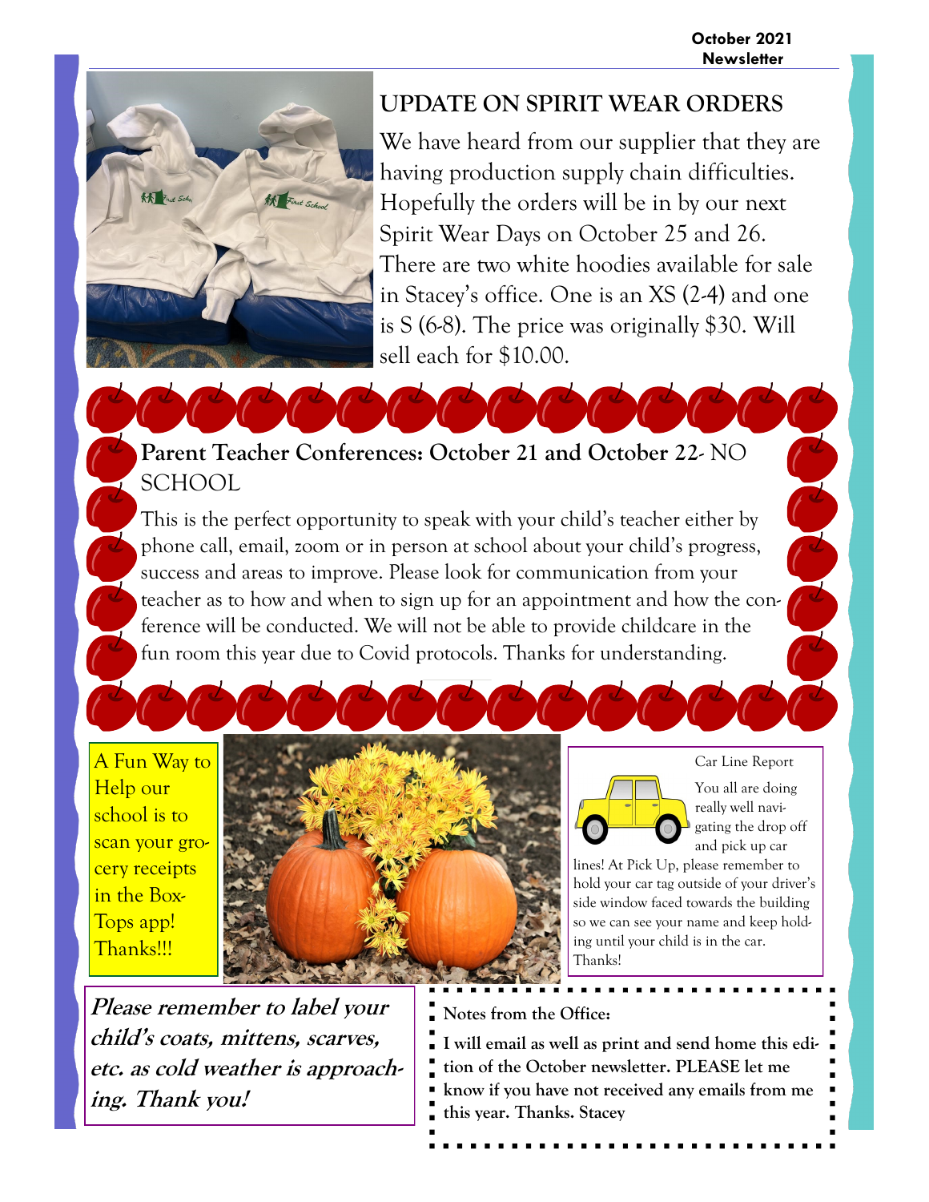October 2021 Newsletter

## UPDATE ON SPIRIT WEAR ORDERS

We have heard from our supplier that they are having production supply chain difficulties. Hopefully the orders will be in by our next Spirit Wear Days on October 25 and 26. There are two white hoodies available for sale in Stacey's office. One is an XS (2-4) and one is S (6-8). The price was originally $30. Will sell each for $10.00.

**Parent Teacher Conferences: October 21 and October 22**- NO SCHOOL

This is the perfect opportunity to speak with your child's teacher either by phone call, email, zoom or in person at school about your child's progress, success and areas to improve. Please look for communication from your teacher as to how and when to sign up for an appointment and how the conference will be conducted. We will not be able to provide childcare in the fun room this year due to Covid protocols. Thanks for understanding.

A Fun Way to Help our school is to scan your grocery receipts in the Box-Tops app! Thanks!!!

Car Line Report

You all are doing really well navigating the drop off and pick up car lines! At Pick Up, please remember to hold your car tag outside of your driver's side window faced towards the building so we can see your name and keep holding until your child is in the car. Thanks!

***Please remember to label your child's coats, mittens, scarves, etc. as cold weather is approaching. Thank you!***

**Notes from the Office:**

**I will email as well as print and send home this edition of the October newsletter. PLEASE let me know if you have not received any emails from me this year. Thanks. Stacey**